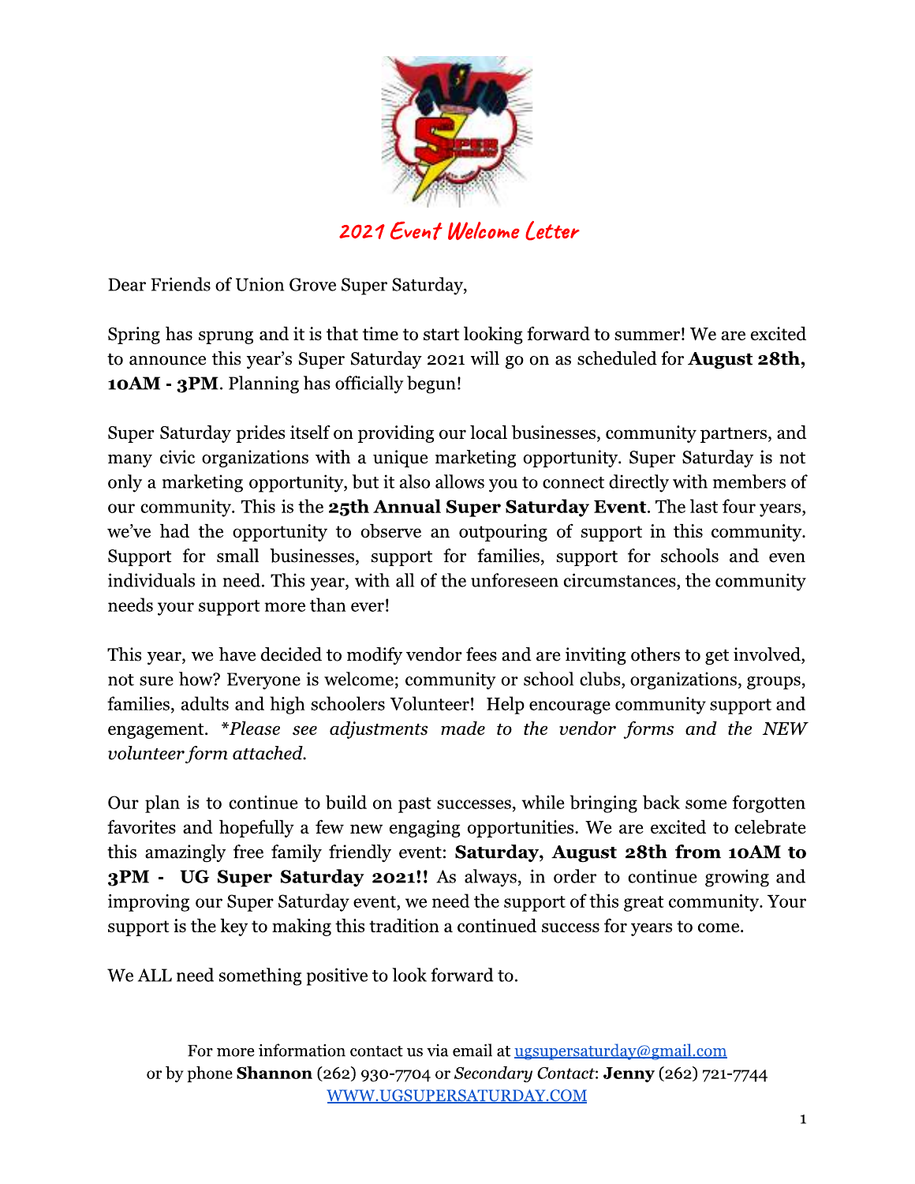# 2021 Event Welcome Letter

Dear Friends of Union Grove Super Saturday,

Spring has sprung and it is that time to start looking forward to summer! We are excited to announce this year's Super Saturday 2021 will go on as scheduled for **August 28th, 10AM - 3PM**. Planning has officially begun!

Super Saturday prides itself on providing our local businesses, community partners, and many civic organizations with a unique marketing opportunity. Super Saturday is not only a marketing opportunity, but it also allows you to connect directly with members of our community. This is the **25th Annual Super Saturday Event**. The last four years, we've had the opportunity to observe an outpouring of support in this community. Support for small businesses, support for families, support for schools and even individuals in need. This year, with all of the unforeseen circumstances, the community needs your support more than ever!

This year, we have decided to modify vendor fees and are inviting others to get involved, not sure how? Everyone is welcome; community or school clubs, organizations, groups, families, adults and high schoolers Volunteer! Help encourage community support and engagement. *\*Please see adjustments made to the vendor forms and the NEW volunteer form attached.*

Our plan is to continue to build on past successes, while bringing back some forgotten favorites and hopefully a few new engaging opportunities. We are excited to celebrate this amazingly free family friendly event: **Saturday, August 28th from 10AM to 3PM - UG Super Saturday 2021!!** As always, in order to continue growing and improving our Super Saturday event, we need the support of this great community. Your support is the key to making this tradition a continued success for years to come.

We ALL need something positive to look forward to.

For more information contact us via email at [ugsupersaturday@gmail.com](mailto:ugsupersaturday@gmail.com)
or by phone **Shannon** (262) 930-7704 or *Secondary Contact*: **Jenny** (262) 721-7744
[WWW.UGSUPERSATURDAY.COM](http://WWW.UGSUPERSATURDAY.COM)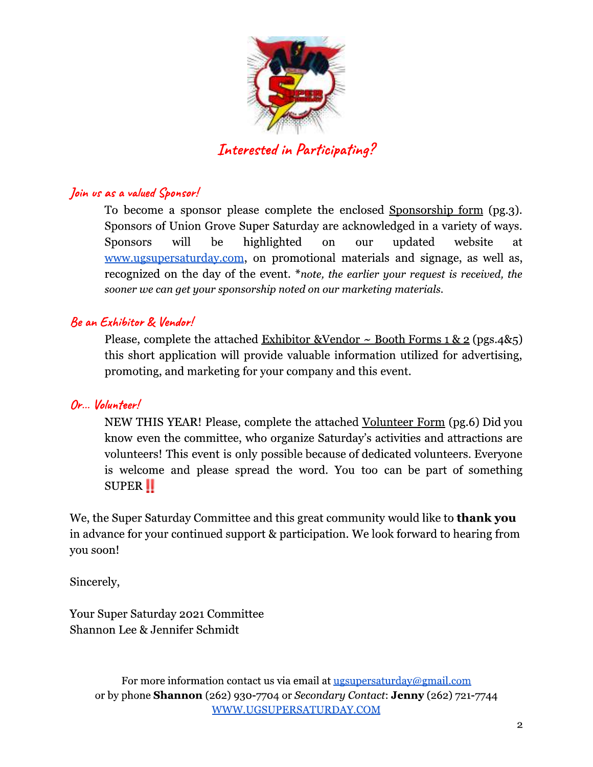# Interested in Participating?

## Join us as a valued Sponsor!

To become a sponsor please complete the enclosed Sponsorship form (pg.3). Sponsors of Union Grove Super Saturday are acknowledged in a variety of ways. Sponsors will be highlighted on our updated website at www.ugsupersaturday.com, on promotional materials and signage, as well as, recognized on the day of the event. **note, the earlier your request is received, the sooner we can get your sponsorship noted on our marketing materials.*

## Be an Exhibitor & Vendor!

Please, complete the attached Exhibitor &Vendor ~ Booth Forms 1 & 2 (pgs.4&5) this short application will provide valuable information utilized for advertising, promoting, and marketing for your company and this event.

## Or... Volunteer!

NEW THIS YEAR! Please, complete the attached Volunteer Form (pg.6) Did you know even the committee, who organize Saturday's activities and attractions are volunteers! This event is only possible because of dedicated volunteers. Everyone is welcome and please spread the word. You too can be part of something SUPER‼️

We, the Super Saturday Committee and this great community would like to **thank you** in advance for your continued support & participation. We look forward to hearing from you soon!

Sincerely,

Your Super Saturday 2021 Committee
Shannon Lee & Jennifer Schmidt

For more information contact us via email at ugsupersaturday@gmail.com
or by phone **Shannon** (262) 930-7704 or *Secondary Contact*: **Jenny** (262) 721-7744
WWW.UGSUPERSATURDAY.COM